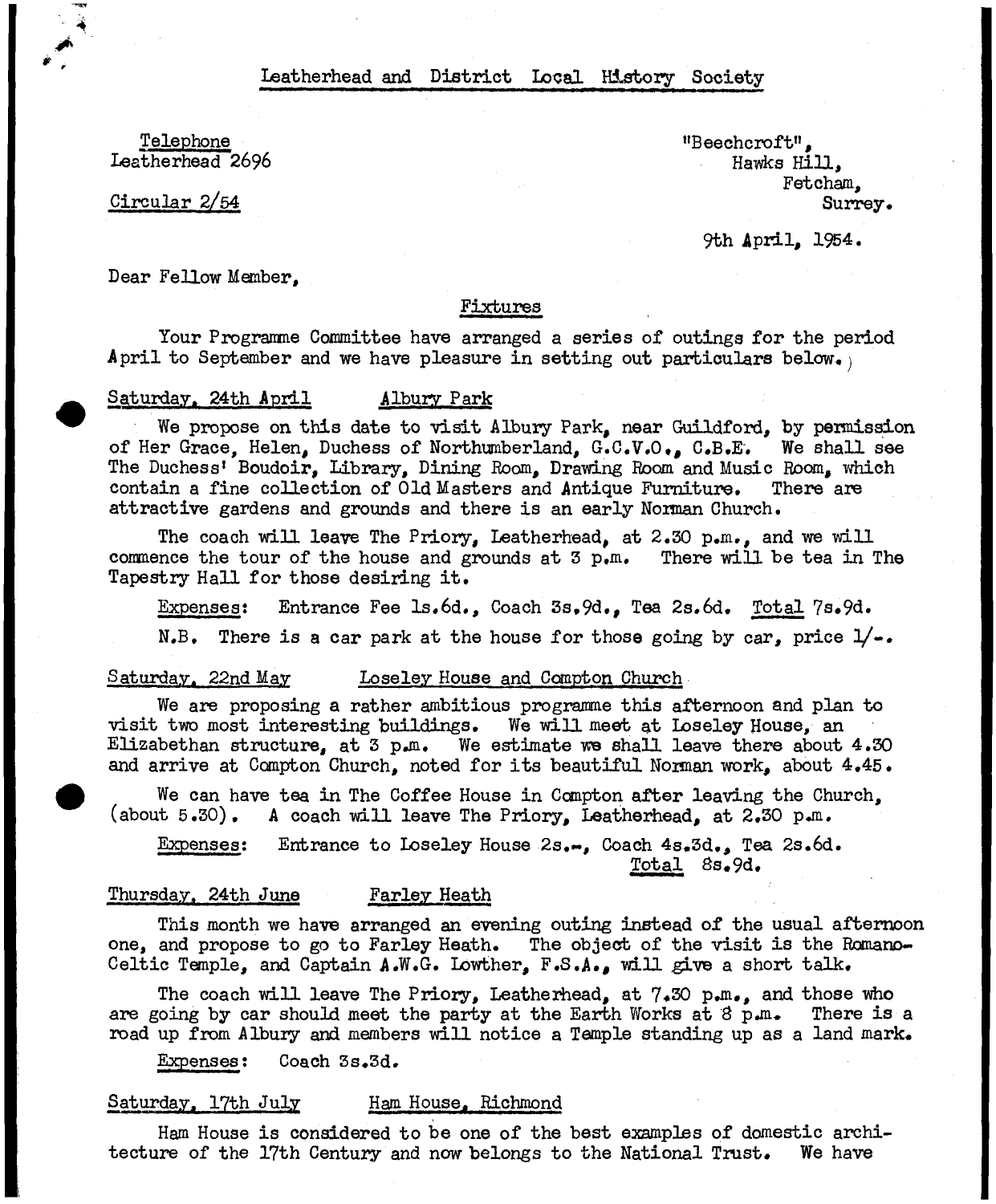# Leatherhead and District Local History Society

Telephone
Leatherhead 2696

"Beechcroft",
Hawks Hill,
Fetcham,
Surrey.

Circular 2/54

9th April, 1954.

Dear Fellow Member,

## Fixtures

Your Programme Committee have arranged a series of outings for the period April to September and we have pleasure in setting out particulars below.

### Saturday, 24th April — Albury Park

We propose on this date to visit Albury Park, near Guildford, by permission of Her Grace, Helen, Duchess of Northumberland, G.C.V.O., C.B.E. We shall see The Duchess' Boudoir, Library, Dining Room, Drawing Room and Music Room, which contain a fine collection of Old Masters and Antique Furniture. There are attractive gardens and grounds and there is an early Norman Church.

The coach will leave The Priory, Leatherhead, at 2.30 p.m., and we will commence the tour of the house and grounds at 3 p.m. There will be tea in The Tapestry Hall for those desiring it.

Expenses: Entrance Fee 1s.6d., Coach 3s.9d., Tea 2s.6d. Total 7s.9d.

N.B. There is a car park at the house for those going by car, price 1/-.

### Saturday, 22nd May — Loseley House and Compton Church

We are proposing a rather ambitious programme this afternoon and plan to visit two most interesting buildings. We will meet at Loseley House, an Elizabethan structure, at 3 p.m. We estimate we shall leave there about 4.30 and arrive at Compton Church, noted for its beautiful Norman work, about 4.45.

We can have tea in The Coffee House in Compton after leaving the Church, (about 5.30). A coach will leave The Priory, Leatherhead, at 2.30 p.m.

Expenses: Entrance to Loseley House 2s.-, Coach 4s.3d., Tea 2s.6d.
Total 8s.9d.

### Thursday, 24th June — Farley Heath

This month we have arranged an evening outing instead of the usual afternoon one, and propose to go to Farley Heath. The object of the visit is the Romano-Celtic Temple, and Captain A.W.G. Lowther, F.S.A., will give a short talk.

The coach will leave The Priory, Leatherhead, at 7.30 p.m., and those who are going by car should meet the party at the Earth Works at 8 p.m. There is a road up from Albury and members will notice a Temple standing up as a land mark.

Expenses: Coach 3s.3d.

### Saturday, 17th July — Ham House, Richmond

Ham House is considered to be one of the best examples of domestic architecture of the 17th Century and now belongs to the National Trust. We have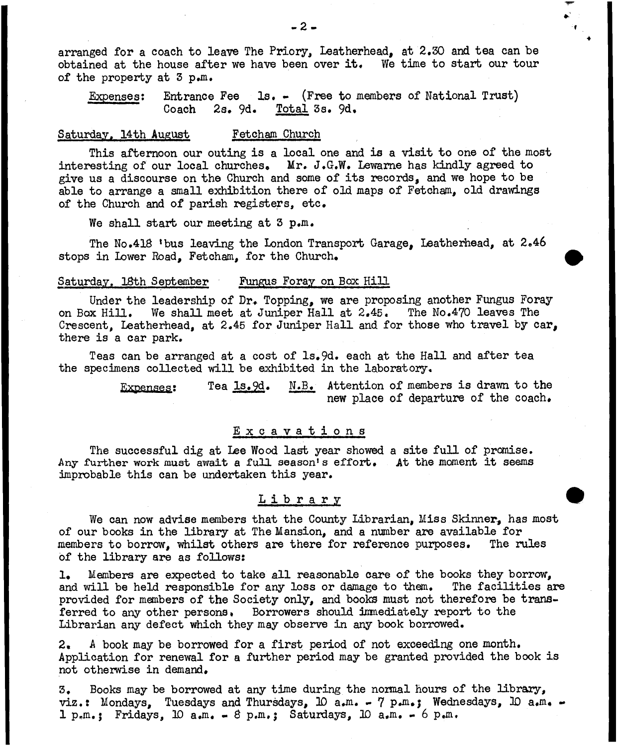arranged for a coach to leave The Priory, Leatherhead, at 2.30 and tea can be obtained at the house after we have been over it. We time to start our tour of the property at 3 p.m.

Expenses: Entrance Fee 1s. - (Free to members of National Trust)
Coach 2s. 9d. Total 3s. 9d.

Saturday, 14th August — Fetcham Church

This afternoon our outing is a local one and is a visit to one of the most interesting of our local churches. Mr. J.G.W. Lewarne has kindly agreed to give us a discourse on the Church and some of its records, and we hope to be able to arrange a small exhibition there of old maps of Fetcham, old drawings of the Church and of parish registers, etc.

We shall start our meeting at 3 p.m.

The No.418 'bus leaving the London Transport Garage, Leatherhead, at 2.46 stops in Lower Road, Fetcham, for the Church.

Saturday, 18th September — Fungus Foray on Box Hill

Under the leadership of Dr. Topping, we are proposing another Fungus Foray on Box Hill. We shall meet at Juniper Hall at 2.45. The No.470 leaves The Crescent, Leatherhead, at 2.45 for Juniper Hall and for those who travel by car, there is a car park.

Teas can be arranged at a cost of 1s.9d. each at the Hall and after tea the specimens collected will be exhibited in the laboratory.

Expenses: Tea 1s.9d. N.B. Attention of members is drawn to the new place of departure of the coach.

## Excavations

The successful dig at Lee Wood last year showed a site full of promise. Any further work must await a full season's effort. At the moment it seems improbable this can be undertaken this year.

## Library

We can now advise members that the County Librarian, Miss Skinner, has most of our books in the library at The Mansion, and a number are available for members to borrow, whilst others are there for reference purposes. The rules of the library are as follows:

1. Members are expected to take all reasonable care of the books they borrow, and will be held responsible for any loss or damage to them. The facilities are provided for members of the Society only, and books must not therefore be transferred to any other persons. Borrowers should immediately report to the Librarian any defect which they may observe in any book borrowed.

2. A book may be borrowed for a first period of not exceeding one month. Application for renewal for a further period may be granted provided the book is not otherwise in demand.

3. Books may be borrowed at any time during the normal hours of the library, viz.: Mondays, Tuesdays and Thursdays, 10 a.m. - 7 p.m.; Wednesdays, 10 a.m. - 1 p.m.; Fridays, 10 a.m. - 8 p.m.; Saturdays, 10 a.m. - 6 p.m.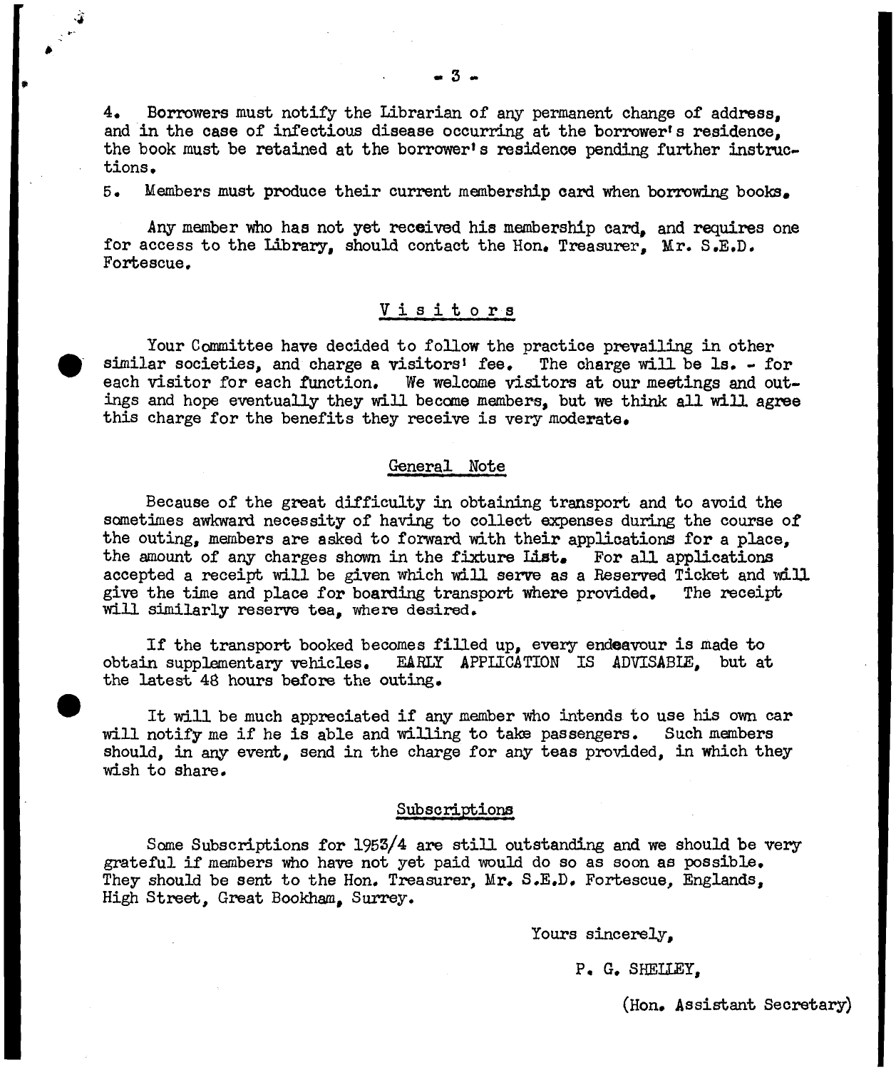4. Borrowers must notify the Librarian of any permanent change of address, and in the case of infectious disease occurring at the borrower's residence, the book must be retained at the borrower's residence pending further instructions.

5. Members must produce their current membership card when borrowing books.

Any member who has not yet received his membership card, and requires one for access to the Library, should contact the Hon. Treasurer, Mr. S.E.D. Fortescue.

## Visitors

Your Committee have decided to follow the practice prevailing in other similar societies, and charge a visitors' fee. The charge will be 1s. - for each visitor for each function. We welcome visitors at our meetings and outings and hope eventually they will become members, but we think all will agree this charge for the benefits they receive is very moderate.

## General Note

Because of the great difficulty in obtaining transport and to avoid the sometimes awkward necessity of having to collect expenses during the course of the outing, members are asked to forward with their applications for a place, the amount of any charges shown in the fixture List. For all applications accepted a receipt will be given which will serve as a Reserved Ticket and will give the time and place for boarding transport where provided. The receipt will similarly reserve tea, where desired.

If the transport booked becomes filled up, every endeavour is made to obtain supplementary vehicles. EARLY APPLICATION IS ADVISABLE, but at the latest 48 hours before the outing.

It will be much appreciated if any member who intends to use his own car will notify me if he is able and willing to take passengers. Such members should, in any event, send in the charge for any teas provided, in which they wish to share.

## Subscriptions

Some Subscriptions for 1953/4 are still outstanding and we should be very grateful if members who have not yet paid would do so as soon as possible. They should be sent to the Hon. Treasurer, Mr. S.E.D. Fortescue, Englands, High Street, Great Bookham, Surrey.

Yours sincerely,

P. G. SHELLEY,

(Hon. Assistant Secretary)